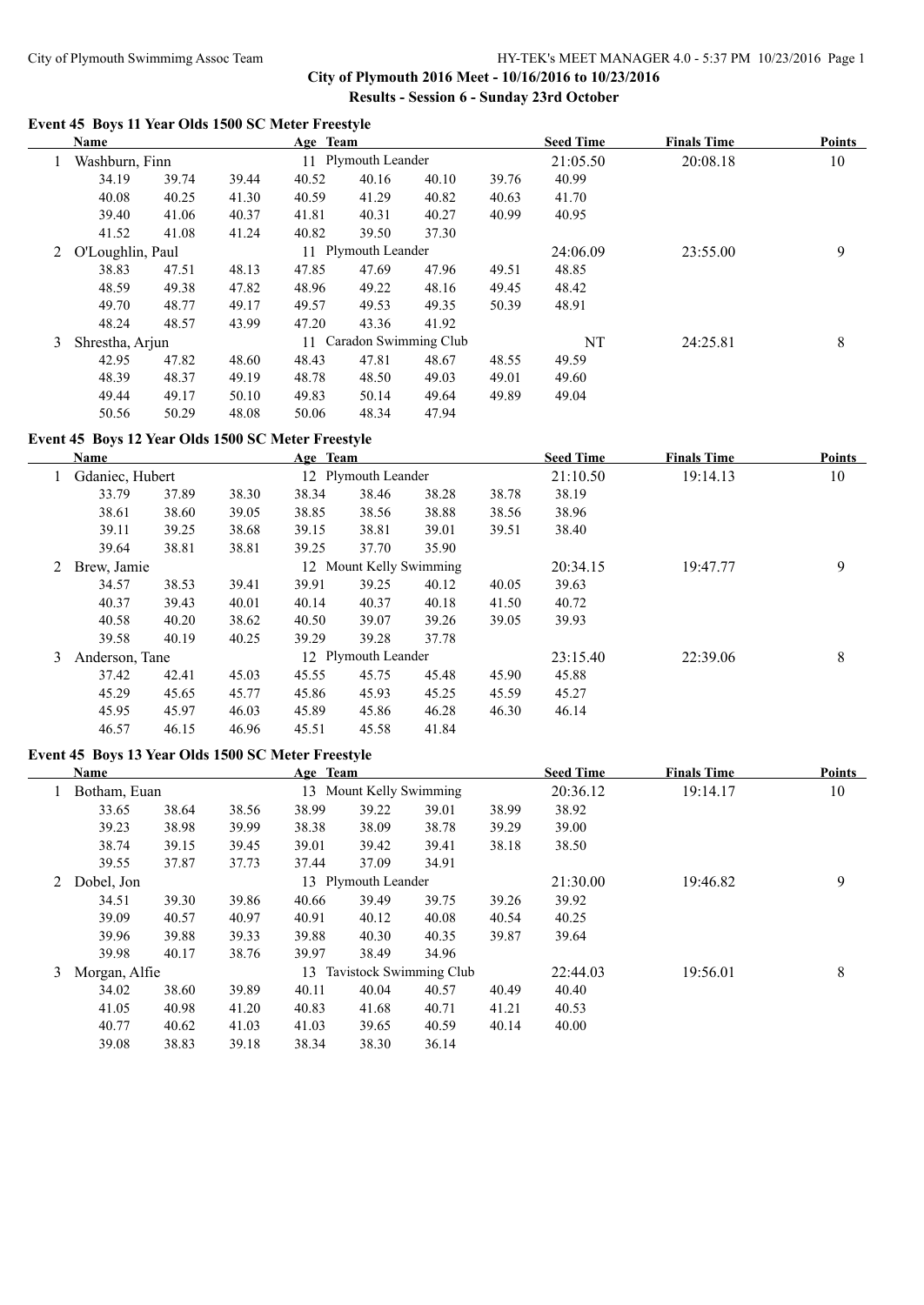# City of Plymouth 2016 Meet - 10/16/2016 to 10/23/2016

## Results - Session 6 - Sunday 23rd October

### Event 45 Boys 11 Year Olds 1500 SC Meter Freestyle

| | Name | | | Age | Team | | | Seed Time | Finals Time | Points |
|---|---|---|---|---|---|---|---|---|---|---|
| 1 | Washburn, Finn | | | 11 | Plymouth Leander | | | 21:05.50 | 20:08.18 | 10 |
| | 34.19 | 39.74 | 39.44 | 40.52 | 40.16 | 40.10 | 39.76 | 40.99 | | |
| | 40.08 | 40.25 | 41.30 | 40.59 | 41.29 | 40.82 | 40.63 | 41.70 | | |
| | 39.40 | 41.06 | 40.37 | 41.81 | 40.31 | 40.27 | 40.99 | 40.95 | | |
| | 41.52 | 41.08 | 41.24 | 40.82 | 39.50 | 37.30 | | | | |
| 2 | O'Loughlin, Paul | | | 11 | Plymouth Leander | | | 24:06.09 | 23:55.00 | 9 |
| | 38.83 | 47.51 | 48.13 | 47.85 | 47.69 | 47.96 | 49.51 | 48.85 | | |
| | 48.59 | 49.38 | 47.82 | 48.96 | 49.22 | 48.16 | 49.45 | 48.42 | | |
| | 49.70 | 48.77 | 49.17 | 49.57 | 49.53 | 49.35 | 50.39 | 48.91 | | |
| | 48.24 | 48.57 | 43.99 | 47.20 | 43.36 | 41.92 | | | | |
| 3 | Shrestha, Arjun | | | 11 | Caradon Swimming Club | | | NT | 24:25.81 | 8 |
| | 42.95 | 47.82 | 48.60 | 48.43 | 47.81 | 48.67 | 48.55 | 49.59 | | |
| | 48.39 | 48.37 | 49.19 | 48.78 | 48.50 | 49.03 | 49.01 | 49.60 | | |
| | 49.44 | 49.17 | 50.10 | 49.83 | 50.14 | 49.64 | 49.89 | 49.04 | | |
| | 50.56 | 50.29 | 48.08 | 50.06 | 48.34 | 47.94 | | | | |

### Event 45 Boys 12 Year Olds 1500 SC Meter Freestyle

| | Name | | | Age | Team | | | Seed Time | Finals Time | Points |
|---|---|---|---|---|---|---|---|---|---|---|
| 1 | Gdaniec, Hubert | | | 12 | Plymouth Leander | | | 21:10.50 | 19:14.13 | 10 |
| | 33.79 | 37.89 | 38.30 | 38.34 | 38.46 | 38.28 | 38.78 | 38.19 | | |
| | 38.61 | 38.60 | 39.05 | 38.85 | 38.56 | 38.88 | 38.56 | 38.96 | | |
| | 39.11 | 39.25 | 38.68 | 39.15 | 38.81 | 39.01 | 39.51 | 38.40 | | |
| | 39.64 | 38.81 | 38.81 | 39.25 | 37.70 | 35.90 | | | | |
| 2 | Brew, Jamie | | | 12 | Mount Kelly Swimming | | | 20:34.15 | 19:47.77 | 9 |
| | 34.57 | 38.53 | 39.41 | 39.91 | 39.25 | 40.12 | 40.05 | 39.63 | | |
| | 40.37 | 39.43 | 40.01 | 40.14 | 40.37 | 40.18 | 41.50 | 40.72 | | |
| | 40.58 | 40.20 | 38.62 | 40.50 | 39.07 | 39.26 | 39.05 | 39.93 | | |
| | 39.58 | 40.19 | 40.25 | 39.29 | 39.28 | 37.78 | | | | |
| 3 | Anderson, Tane | | | 12 | Plymouth Leander | | | 23:15.40 | 22:39.06 | 8 |
| | 37.42 | 42.41 | 45.03 | 45.55 | 45.75 | 45.48 | 45.90 | 45.88 | | |
| | 45.29 | 45.65 | 45.77 | 45.86 | 45.93 | 45.25 | 45.59 | 45.27 | | |
| | 45.95 | 45.97 | 46.03 | 45.89 | 45.86 | 46.28 | 46.30 | 46.14 | | |
| | 46.57 | 46.15 | 46.96 | 45.51 | 45.58 | 41.84 | | | | |

### Event 45 Boys 13 Year Olds 1500 SC Meter Freestyle

| | Name | | | Age | Team | | | Seed Time | Finals Time | Points |
|---|---|---|---|---|---|---|---|---|---|---|
| 1 | Botham, Euan | | | 13 | Mount Kelly Swimming | | | 20:36.12 | 19:14.17 | 10 |
| | 33.65 | 38.64 | 38.56 | 38.99 | 39.22 | 39.01 | 38.99 | 38.92 | | |
| | 39.23 | 38.98 | 39.99 | 38.38 | 38.09 | 38.78 | 39.29 | 39.00 | | |
| | 38.74 | 39.15 | 39.45 | 39.01 | 39.42 | 39.41 | 38.18 | 38.50 | | |
| | 39.55 | 37.87 | 37.73 | 37.44 | 37.09 | 34.91 | | | | |
| 2 | Dobel, Jon | | | 13 | Plymouth Leander | | | 21:30.00 | 19:46.82 | 9 |
| | 34.51 | 39.30 | 39.86 | 40.66 | 39.49 | 39.75 | 39.26 | 39.92 | | |
| | 39.09 | 40.57 | 40.97 | 40.91 | 40.12 | 40.08 | 40.54 | 40.25 | | |
| | 39.96 | 39.88 | 39.33 | 39.88 | 40.30 | 40.35 | 39.87 | 39.64 | | |
| | 39.98 | 40.17 | 38.76 | 39.97 | 38.49 | 34.96 | | | | |
| 3 | Morgan, Alfie | | | 13 | Tavistock Swimming Club | | | 22:44.03 | 19:56.01 | 8 |
| | 34.02 | 38.60 | 39.89 | 40.11 | 40.04 | 40.57 | 40.49 | 40.40 | | |
| | 41.05 | 40.98 | 41.20 | 40.83 | 41.68 | 40.71 | 41.21 | 40.53 | | |
| | 40.77 | 40.62 | 41.03 | 41.03 | 39.65 | 40.59 | 40.14 | 40.00 | | |
| | 39.08 | 38.83 | 39.18 | 38.34 | 38.30 | 36.14 | | | | |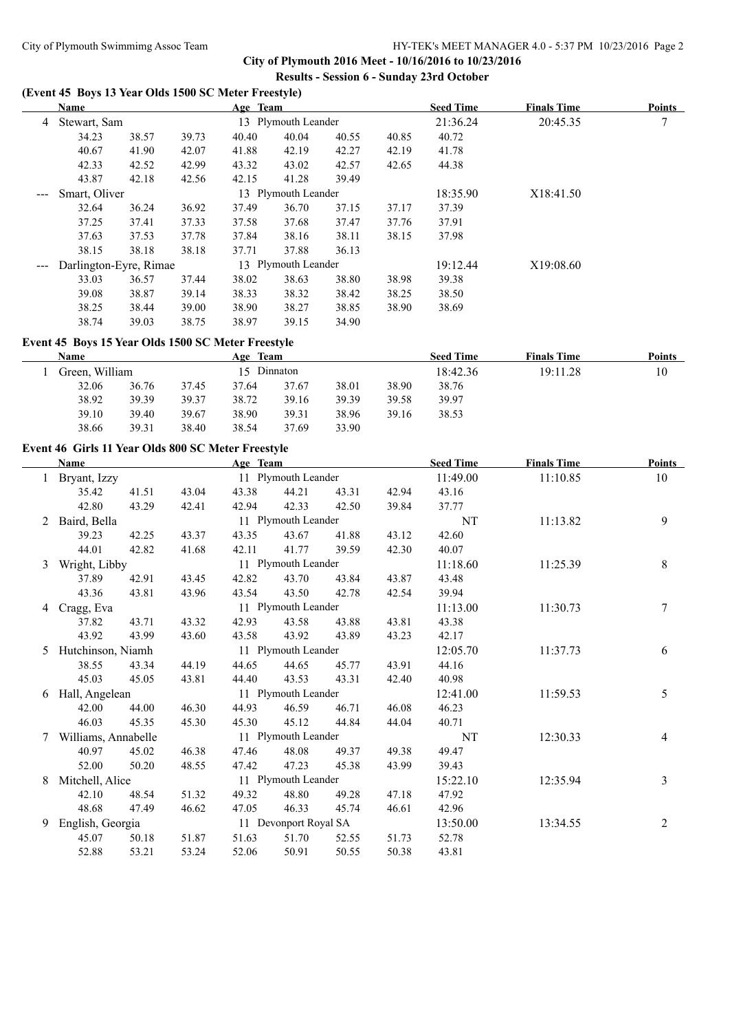City of Plymouth 2016 Meet - 10/16/2016 to 10/23/2016

Results - Session 6 - Sunday 23rd October

### (Event 45 Boys 13 Year Olds 1500 SC Meter Freestyle)

| | Name | Age | Team | Seed Time | Finals Time | Points |
|---|---|---|---|---|---|---|
| 4 | Stewart, Sam | 13 | Plymouth Leander | 21:36.24 | 20:45.35 | 7 |
| | 34.23 38.57 39.73 40.40 40.04 40.55 40.85 40.72 | | | | | |
| | 40.67 41.90 42.07 41.88 42.19 42.27 42.19 41.78 | | | | | |
| | 42.33 42.52 42.99 43.32 43.02 42.57 42.65 44.38 | | | | | |
| | 43.87 42.18 42.56 42.15 41.28 39.49 | | | | | |
| --- | Smart, Oliver | 13 | Plymouth Leander | 18:35.90 | X18:41.50 | |
| | 32.64 36.24 36.92 37.49 36.70 37.15 37.17 37.39 | | | | | |
| | 37.25 37.41 37.33 37.58 37.68 37.47 37.76 37.91 | | | | | |
| | 37.63 37.53 37.78 37.84 38.16 38.11 38.15 37.98 | | | | | |
| | 38.15 38.18 38.18 37.71 37.88 36.13 | | | | | |
| --- | Darlington-Eyre, Rimae | 13 | Plymouth Leander | 19:12.44 | X19:08.60 | |
| | 33.03 36.57 37.44 38.02 38.63 38.80 38.98 39.38 | | | | | |
| | 39.08 38.87 39.14 38.33 38.32 38.42 38.25 38.50 | | | | | |
| | 38.25 38.44 39.00 38.90 38.27 38.85 38.90 38.69 | | | | | |
| | 38.74 39.03 38.75 38.97 39.15 34.90 | | | | | |

### Event 45 Boys 15 Year Olds 1500 SC Meter Freestyle

| | Name | Age | Team | Seed Time | Finals Time | Points |
|---|---|---|---|---|---|---|
| 1 | Green, William | 15 | Dinnaton | 18:42.36 | 19:11.28 | 10 |
| | 32.06 36.76 37.45 37.64 37.67 38.01 38.90 38.76 | | | | | |
| | 38.92 39.39 39.37 38.72 39.16 39.39 39.58 39.97 | | | | | |
| | 39.10 39.40 39.67 38.90 39.31 38.96 39.16 38.53 | | | | | |
| | 38.66 39.31 38.40 38.54 37.69 33.90 | | | | | |

### Event 46 Girls 11 Year Olds 800 SC Meter Freestyle

| | Name | Age | Team | Seed Time | Finals Time | Points |
|---|---|---|---|---|---|---|
| 1 | Bryant, Izzy | 11 | Plymouth Leander | 11:49.00 | 11:10.85 | 10 |
| | 35.42 41.51 43.04 43.38 44.21 43.31 42.94 43.16 | | | | | |
| | 42.80 43.29 42.41 42.94 42.33 42.50 39.84 37.77 | | | | | |
| 2 | Baird, Bella | 11 | Plymouth Leander | NT | 11:13.82 | 9 |
| | 39.23 42.25 43.37 43.35 43.67 41.88 43.12 42.60 | | | | | |
| | 44.01 42.82 41.68 42.11 41.77 39.59 42.30 40.07 | | | | | |
| 3 | Wright, Libby | 11 | Plymouth Leander | 11:18.60 | 11:25.39 | 8 |
| | 37.89 42.91 43.45 42.82 43.70 43.84 43.87 43.48 | | | | | |
| | 43.36 43.81 43.96 43.54 43.50 42.78 42.54 39.94 | | | | | |
| 4 | Cragg, Eva | 11 | Plymouth Leander | 11:13.00 | 11:30.73 | 7 |
| | 37.82 43.71 43.32 42.93 43.58 43.88 43.81 43.38 | | | | | |
| | 43.92 43.99 43.60 43.58 43.92 43.89 43.23 42.17 | | | | | |
| 5 | Hutchinson, Niamh | 11 | Plymouth Leander | 12:05.70 | 11:37.73 | 6 |
| | 38.55 43.34 44.19 44.65 44.65 45.77 43.91 44.16 | | | | | |
| | 45.03 45.05 43.81 44.40 43.53 43.31 42.40 40.98 | | | | | |
| 6 | Hall, Angelean | 11 | Plymouth Leander | 12:41.00 | 11:59.53 | 5 |
| | 42.00 44.00 46.30 44.93 46.59 46.71 46.08 46.23 | | | | | |
| | 46.03 45.35 45.30 45.30 45.12 44.84 44.04 40.71 | | | | | |
| 7 | Williams, Annabelle | 11 | Plymouth Leander | NT | 12:30.33 | 4 |
| | 40.97 45.02 46.38 47.46 48.08 49.37 49.38 49.47 | | | | | |
| | 52.00 50.20 48.55 47.42 47.23 45.38 43.99 39.43 | | | | | |
| 8 | Mitchell, Alice | 11 | Plymouth Leander | 15:22.10 | 12:35.94 | 3 |
| | 42.10 48.54 51.32 49.32 48.80 49.28 47.18 47.92 | | | | | |
| | 48.68 47.49 46.62 47.05 46.33 45.74 46.61 42.96 | | | | | |
| 9 | English, Georgia | 11 | Devonport Royal SA | 13:50.00 | 13:34.55 | 2 |
| | 45.07 50.18 51.87 51.63 51.70 52.55 51.73 52.78 | | | | | |
| | 52.88 53.21 53.24 52.06 50.91 50.55 50.38 43.81 | | | | | |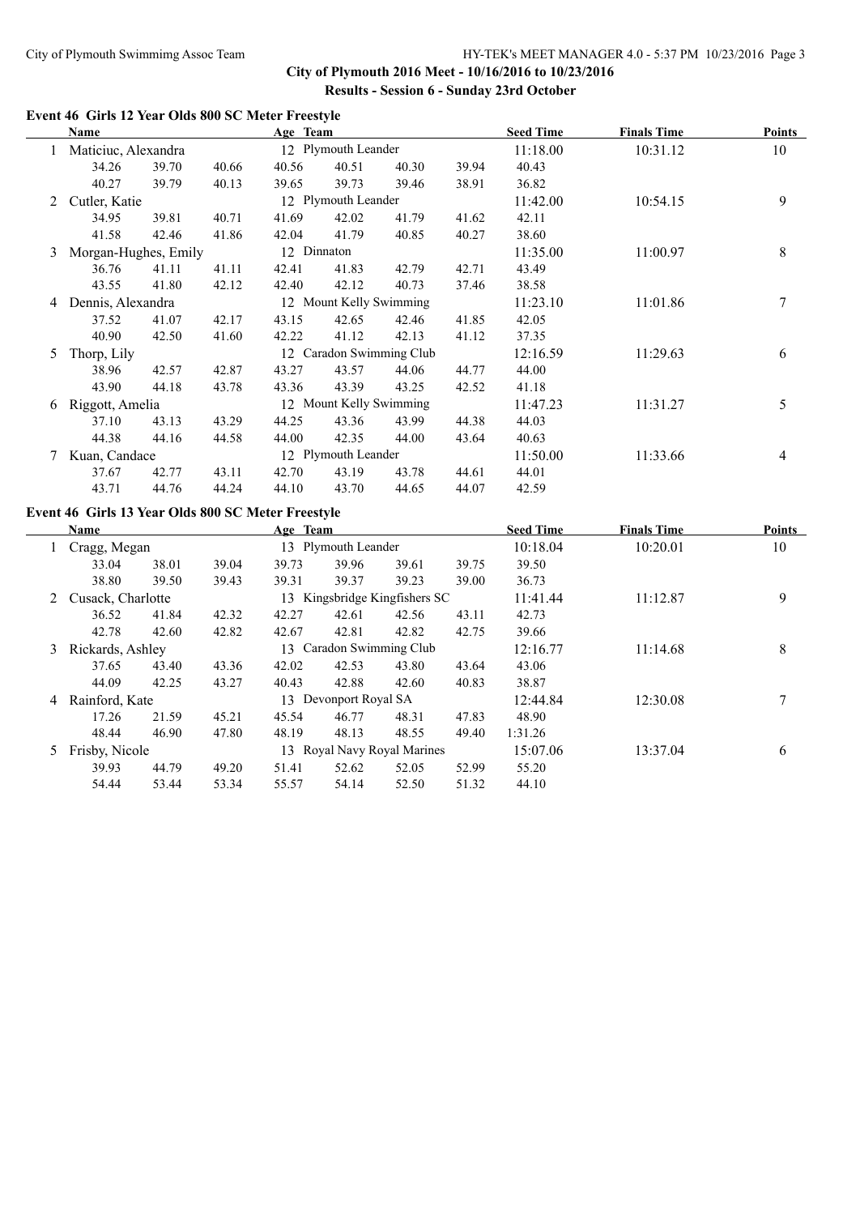City of Plymouth 2016 Meet - 10/16/2016 to 10/23/2016

Results - Session 6 - Sunday 23rd October

### Event 46 Girls 12 Year Olds 800 SC Meter Freestyle

| | Name | Age | Team | Seed Time | Finals Time | Points |
|---|---|---|---|---|---|---|
| 1 | Maticiuc, Alexandra | 12 | Plymouth Leander | 11:18.00 | 10:31.12 | 10 |
| | 34.26 39.70 40.66 40.56 40.51 40.30 39.94 40.43 | | | | | |
| | 40.27 39.79 40.13 39.65 39.73 39.46 38.91 36.82 | | | | | |
| 2 | Cutler, Katie | 12 | Plymouth Leander | 11:42.00 | 10:54.15 | 9 |
| | 34.95 39.81 40.71 41.69 42.02 41.79 41.62 42.11 | | | | | |
| | 41.58 42.46 41.86 42.04 41.79 40.85 40.27 38.60 | | | | | |
| 3 | Morgan-Hughes, Emily | 12 | Dinnaton | 11:35.00 | 11:00.97 | 8 |
| | 36.76 41.11 41.11 42.41 41.83 42.79 42.71 43.49 | | | | | |
| | 43.55 41.80 42.12 42.40 42.12 40.73 37.46 38.58 | | | | | |
| 4 | Dennis, Alexandra | 12 | Mount Kelly Swimming | 11:23.10 | 11:01.86 | 7 |
| | 37.52 41.07 42.17 43.15 42.65 42.46 41.85 42.05 | | | | | |
| | 40.90 42.50 41.60 42.22 41.12 42.13 41.12 37.35 | | | | | |
| 5 | Thorp, Lily | 12 | Caradon Swimming Club | 12:16.59 | 11:29.63 | 6 |
| | 38.96 42.57 42.87 43.27 43.57 44.06 44.77 44.00 | | | | | |
| | 43.90 44.18 43.78 43.36 43.39 43.25 42.52 41.18 | | | | | |
| 6 | Riggott, Amelia | 12 | Mount Kelly Swimming | 11:47.23 | 11:31.27 | 5 |
| | 37.10 43.13 43.29 44.25 43.36 43.99 44.38 44.03 | | | | | |
| | 44.38 44.16 44.58 44.00 42.35 44.00 43.64 40.63 | | | | | |
| 7 | Kuan, Candace | 12 | Plymouth Leander | 11:50.00 | 11:33.66 | 4 |
| | 37.67 42.77 43.11 42.70 43.19 43.78 44.61 44.01 | | | | | |
| | 43.71 44.76 44.24 44.10 43.70 44.65 44.07 42.59 | | | | | |

### Event 46 Girls 13 Year Olds 800 SC Meter Freestyle

| | Name | Age | Team | Seed Time | Finals Time | Points |
|---|---|---|---|---|---|---|
| 1 | Cragg, Megan | 13 | Plymouth Leander | 10:18.04 | 10:20.01 | 10 |
| | 33.04 38.01 39.04 39.73 39.96 39.61 39.75 39.50 | | | | | |
| | 38.80 39.50 39.43 39.31 39.37 39.23 39.00 36.73 | | | | | |
| 2 | Cusack, Charlotte | 13 | Kingsbridge Kingfishers SC | 11:41.44 | 11:12.87 | 9 |
| | 36.52 41.84 42.32 42.27 42.61 42.56 43.11 42.73 | | | | | |
| | 42.78 42.60 42.82 42.67 42.81 42.82 42.75 39.66 | | | | | |
| 3 | Rickards, Ashley | 13 | Caradon Swimming Club | 12:16.77 | 11:14.68 | 8 |
| | 37.65 43.40 43.36 42.02 42.53 43.80 43.64 43.06 | | | | | |
| | 44.09 42.25 43.27 40.43 42.88 42.60 40.83 38.87 | | | | | |
| 4 | Rainford, Kate | 13 | Devonport Royal SA | 12:44.84 | 12:30.08 | 7 |
| | 17.26 21.59 45.21 45.54 46.77 48.31 47.83 48.90 | | | | | |
| | 48.44 46.90 47.80 48.19 48.13 48.55 49.40 1:31.26 | | | | | |
| 5 | Frisby, Nicole | 13 | Royal Navy Royal Marines | 15:07.06 | 13:37.04 | 6 |
| | 39.93 44.79 49.20 51.41 52.62 52.05 52.99 55.20 | | | | | |
| | 54.44 53.44 53.34 55.57 54.14 52.50 51.32 44.10 | | | | | |